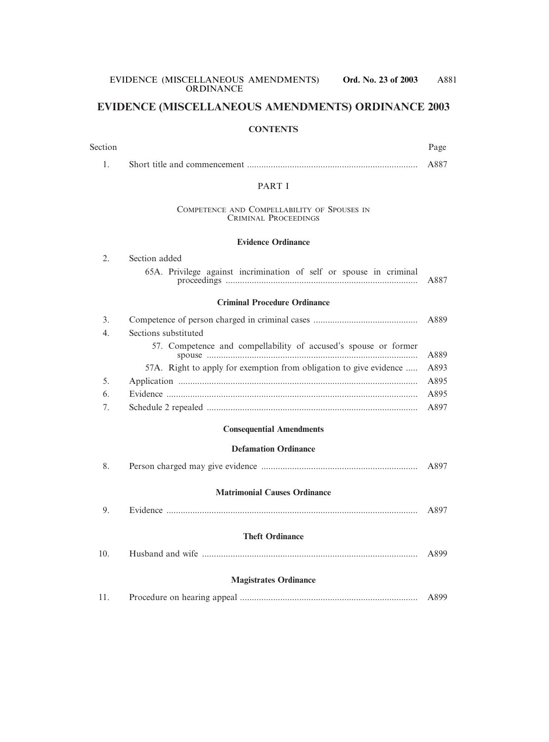# EVIDENCE (MISCELLANEOUS AMENDMENTS) ORDINANCE 2003

## CONTENTS

| Section | | Page |
|---|---|---|
| 1. | Short title and commencement | A887 |

### PART I

#### COMPETENCE AND COMPELLABILITY OF SPOUSES IN CRIMINAL PROCEEDINGS

**Evidence Ordinance**

| Section | | Page |
|---|---|---|
| 2. | Section added | |
| | 65A. Privilege against incrimination of self or spouse in criminal proceedings | A887 |

**Criminal Procedure Ordinance**

| Section | | Page |
|---|---|---|
| 3. | Competence of person charged in criminal cases | A889 |
| 4. | Sections substituted | |
| | 57. Competence and compellability of accused's spouse or former spouse | A889 |
| | 57A. Right to apply for exemption from obligation to give evidence | A893 |
| 5. | Application | A895 |
| 6. | Evidence | A895 |
| 7. | Schedule 2 repealed | A897 |

**Consequential Amendments**

**Defamation Ordinance**

| Section | | Page |
|---|---|---|
| 8. | Person charged may give evidence | A897 |

**Matrimonial Causes Ordinance**

| Section | | Page |
|---|---|---|
| 9. | Evidence | A897 |

**Theft Ordinance**

| Section | | Page |
|---|---|---|
| 10. | Husband and wife | A899 |

**Magistrates Ordinance**

| Section | | Page |
|---|---|---|
| 11. | Procedure on hearing appeal | A899 |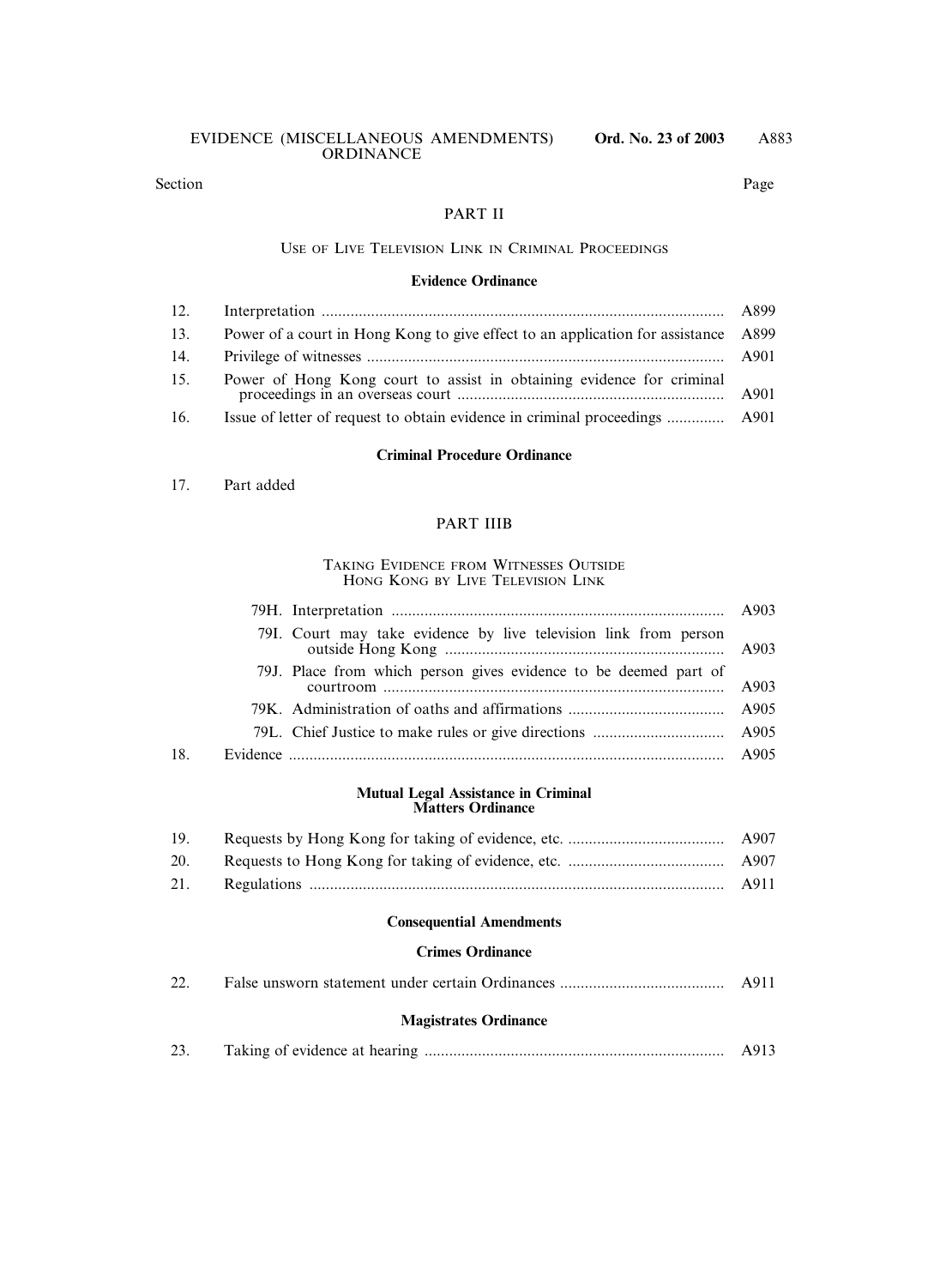| Section | | Page |
|---|---|---|

## PART II

### USE OF LIVE TELEVISION LINK IN CRIMINAL PROCEEDINGS

**Evidence Ordinance**

| | | |
|---|---|---|
| 12. | Interpretation | A899 |
| 13. | Power of a court in Hong Kong to give effect to an application for assistance | A899 |
| 14. | Privilege of witnesses | A901 |
| 15. | Power of Hong Kong court to assist in obtaining evidence for criminal proceedings in an overseas court | A901 |
| 16. | Issue of letter of request to obtain evidence in criminal proceedings | A901 |

**Criminal Procedure Ordinance**

17. Part added

## PART IIIB

### TAKING EVIDENCE FROM WITNESSES OUTSIDE HONG KONG BY LIVE TELEVISION LINK

| | | |
|---|---|---|
| | 79H. Interpretation | A903 |
| | 79I. Court may take evidence by live television link from person outside Hong Kong | A903 |
| | 79J. Place from which person gives evidence to be deemed part of courtroom | A903 |
| | 79K. Administration of oaths and affirmations | A905 |
| | 79L. Chief Justice to make rules or give directions | A905 |
| 18. | Evidence | A905 |

**Mutual Legal Assistance in Criminal Matters Ordinance**

| | | |
|---|---|---|
| 19. | Requests by Hong Kong for taking of evidence, etc. | A907 |
| 20. | Requests to Hong Kong for taking of evidence, etc. | A907 |
| 21. | Regulations | A911 |

**Consequential Amendments**

**Crimes Ordinance**

| | | |
|---|---|---|
| 22. | False unsworn statement under certain Ordinances | A911 |

**Magistrates Ordinance**

| | | |
|---|---|---|
| 23. | Taking of evidence at hearing | A913 |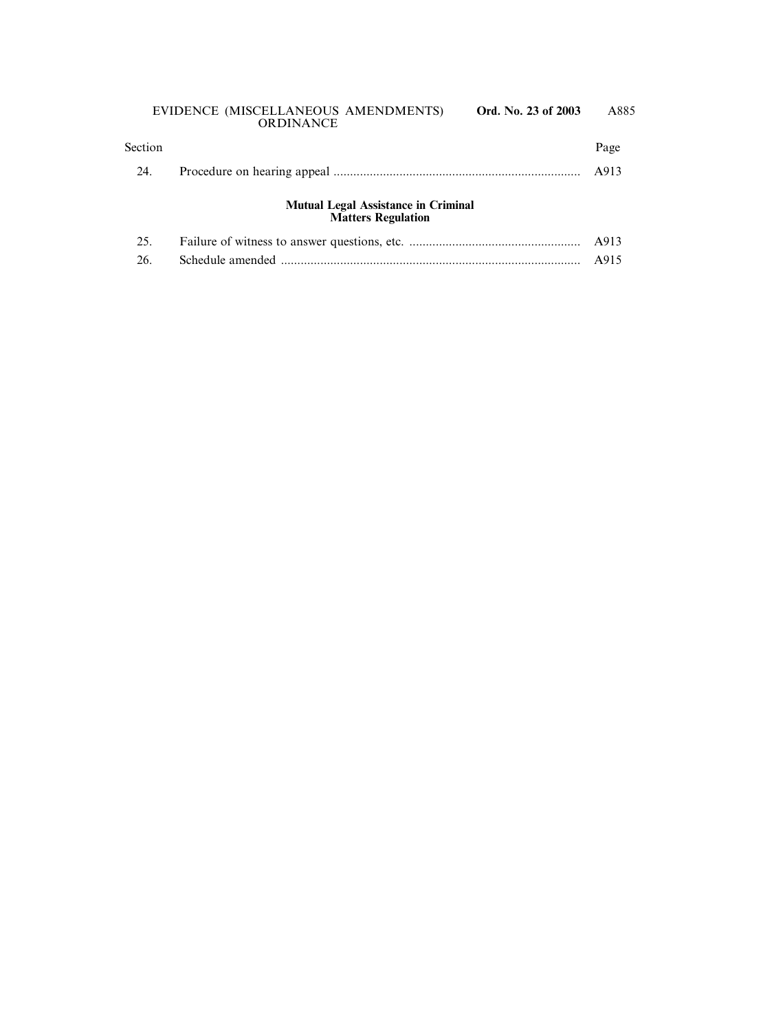| Section | | Page |
|---|---|---|
| 24. | Procedure on hearing appeal | A913 |

**Mutual Legal Assistance in Criminal Matters Regulation**

| Section | | Page |
|---|---|---|
| 25. | Failure of witness to answer questions, etc. | A913 |
| 26. | Schedule amended | A915 |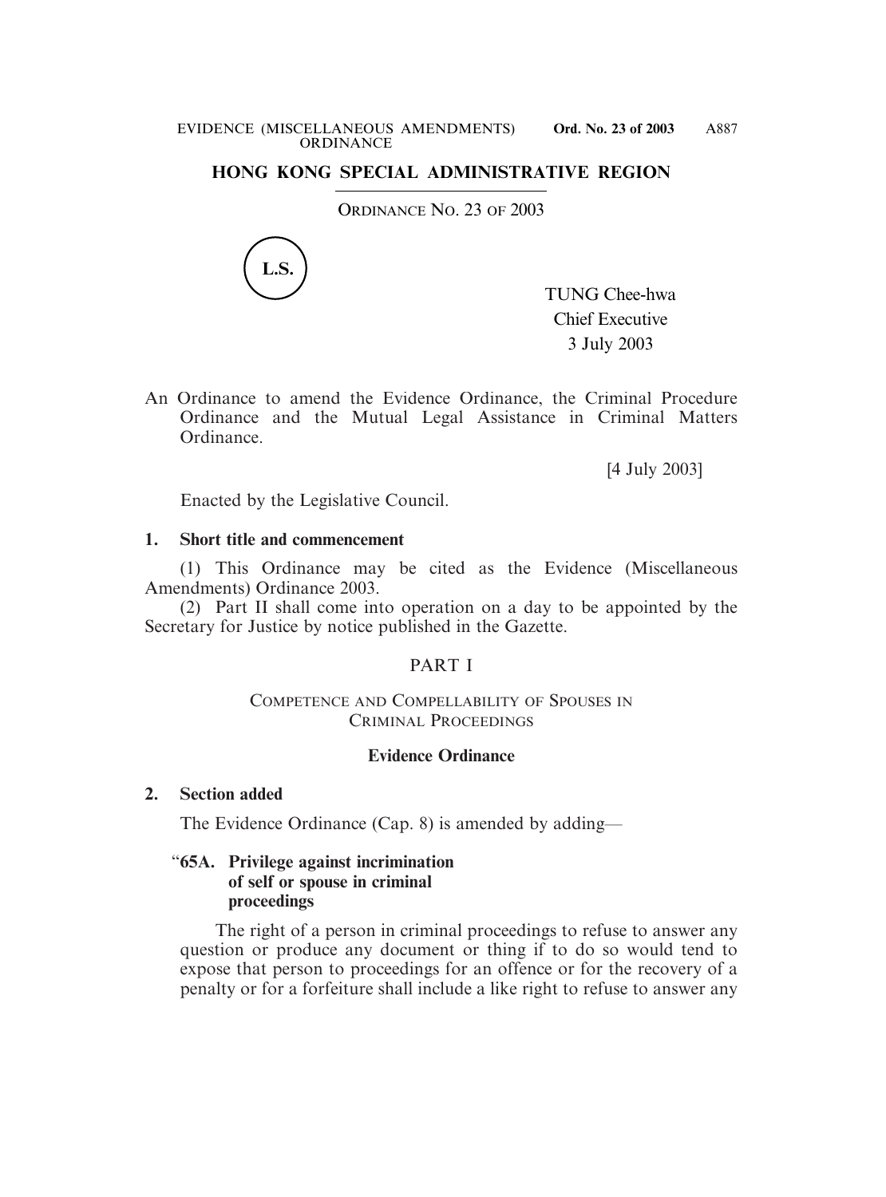## HONG KONG SPECIAL ADMINISTRATIVE REGION

ORDINANCE NO. 23 OF 2003

L.S.

TUNG Chee-hwa
Chief Executive
3 July 2003

An Ordinance to amend the Evidence Ordinance, the Criminal Procedure Ordinance and the Mutual Legal Assistance in Criminal Matters Ordinance.

[4 July 2003]

Enacted by the Legislative Council.

### 1. Short title and commencement

(1) This Ordinance may be cited as the Evidence (Miscellaneous Amendments) Ordinance 2003.

(2) Part II shall come into operation on a day to be appointed by the Secretary for Justice by notice published in the Gazette.

## PART I

### COMPETENCE AND COMPELLABILITY OF SPOUSES IN CRIMINAL PROCEEDINGS

#### Evidence Ordinance

### 2. Section added

The Evidence Ordinance (Cap. 8) is amended by adding—

"**65A. Privilege against incrimination of self or spouse in criminal proceedings**

The right of a person in criminal proceedings to refuse to answer any question or produce any document or thing if to do so would tend to expose that person to proceedings for an offence or for the recovery of a penalty or for a forfeiture shall include a like right to refuse to answer any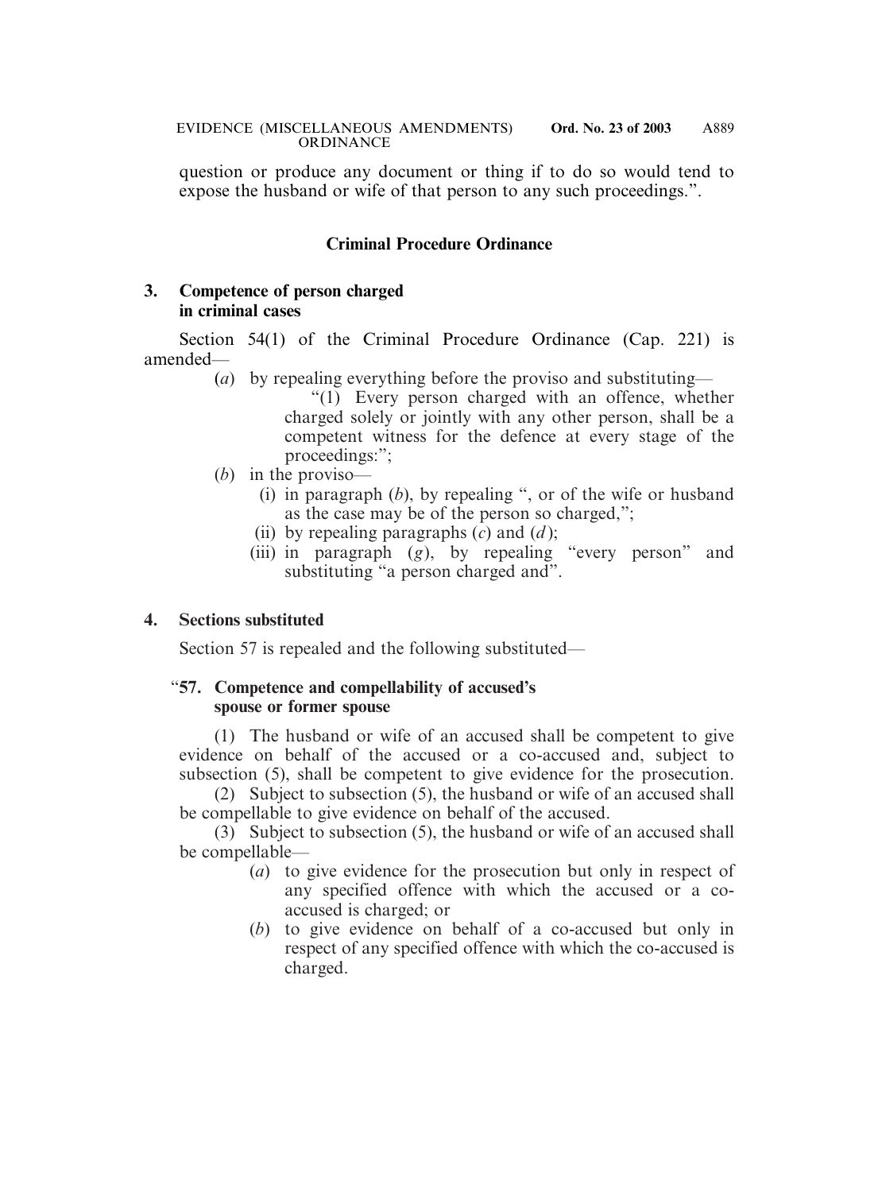question or produce any document or thing if to do so would tend to expose the husband or wife of that person to any such proceedings.".

## Criminal Procedure Ordinance

### 3. Competence of person charged in criminal cases

Section 54(1) of the Criminal Procedure Ordinance (Cap. 221) is amended—

(*a*) by repealing everything before the proviso and substituting—

"(1) Every person charged with an offence, whether charged solely or jointly with any other person, shall be a competent witness for the defence at every stage of the proceedings:";

(*b*) in the proviso—

(i) in paragraph (*b*), by repealing ", or of the wife or husband as the case may be of the person so charged,";

(ii) by repealing paragraphs (*c*) and (*d*);

(iii) in paragraph (*g*), by repealing "every person" and substituting "a person charged and".

### 4. Sections substituted

Section 57 is repealed and the following substituted—

"**57. Competence and compellability of accused's spouse or former spouse**

(1) The husband or wife of an accused shall be competent to give evidence on behalf of the accused or a co-accused and, subject to subsection (5), shall be competent to give evidence for the prosecution.

(2) Subject to subsection (5), the husband or wife of an accused shall be compellable to give evidence on behalf of the accused.

(3) Subject to subsection (5), the husband or wife of an accused shall be compellable—

(*a*) to give evidence for the prosecution but only in respect of any specified offence with which the accused or a co-accused is charged; or

(*b*) to give evidence on behalf of a co-accused but only in respect of any specified offence with which the co-accused is charged.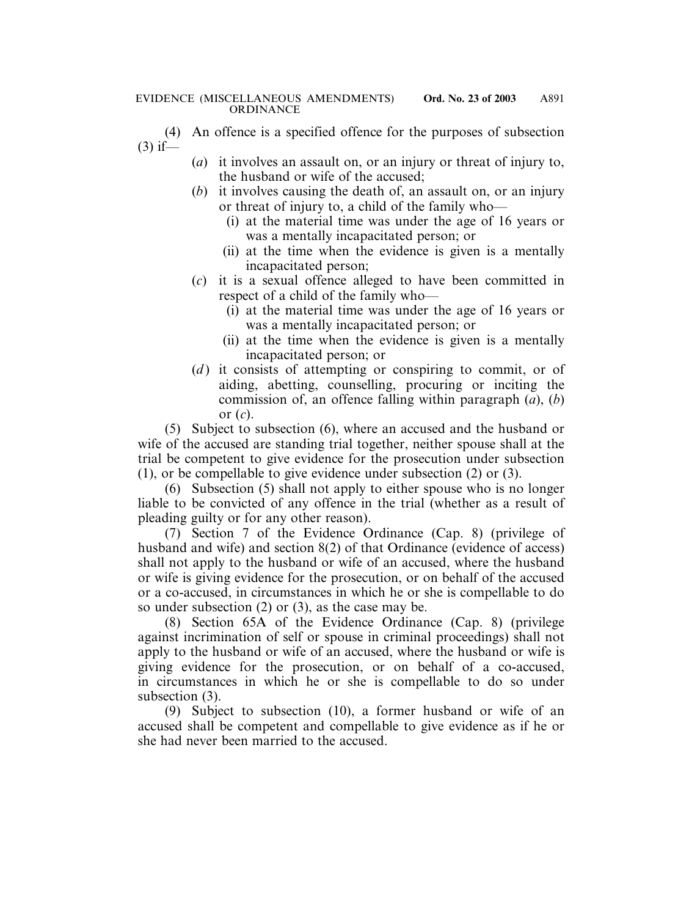(4) An offence is a specified offence for the purposes of subsection (3) if—

- (*a*) it involves an assault on, or an injury or threat of injury to, the husband or wife of the accused;
- (*b*) it involves causing the death of, an assault on, or an injury or threat of injury to, a child of the family who—
  - (i) at the material time was under the age of 16 years or was a mentally incapacitated person; or
  - (ii) at the time when the evidence is given is a mentally incapacitated person;
- (*c*) it is a sexual offence alleged to have been committed in respect of a child of the family who—
  - (i) at the material time was under the age of 16 years or was a mentally incapacitated person; or
  - (ii) at the time when the evidence is given is a mentally incapacitated person; or
- (*d*) it consists of attempting or conspiring to commit, or of aiding, abetting, counselling, procuring or inciting the commission of, an offence falling within paragraph (*a*), (*b*) or (*c*).

(5) Subject to subsection (6), where an accused and the husband or wife of the accused are standing trial together, neither spouse shall at the trial be competent to give evidence for the prosecution under subsection (1), or be compellable to give evidence under subsection (2) or (3).

(6) Subsection (5) shall not apply to either spouse who is no longer liable to be convicted of any offence in the trial (whether as a result of pleading guilty or for any other reason).

(7) Section 7 of the Evidence Ordinance (Cap. 8) (privilege of husband and wife) and section 8(2) of that Ordinance (evidence of access) shall not apply to the husband or wife of an accused, where the husband or wife is giving evidence for the prosecution, or on behalf of the accused or a co-accused, in circumstances in which he or she is compellable to do so under subsection (2) or (3), as the case may be.

(8) Section 65A of the Evidence Ordinance (Cap. 8) (privilege against incrimination of self or spouse in criminal proceedings) shall not apply to the husband or wife of an accused, where the husband or wife is giving evidence for the prosecution, or on behalf of a co-accused, in circumstances in which he or she is compellable to do so under subsection (3).

(9) Subject to subsection (10), a former husband or wife of an accused shall be competent and compellable to give evidence as if he or she had never been married to the accused.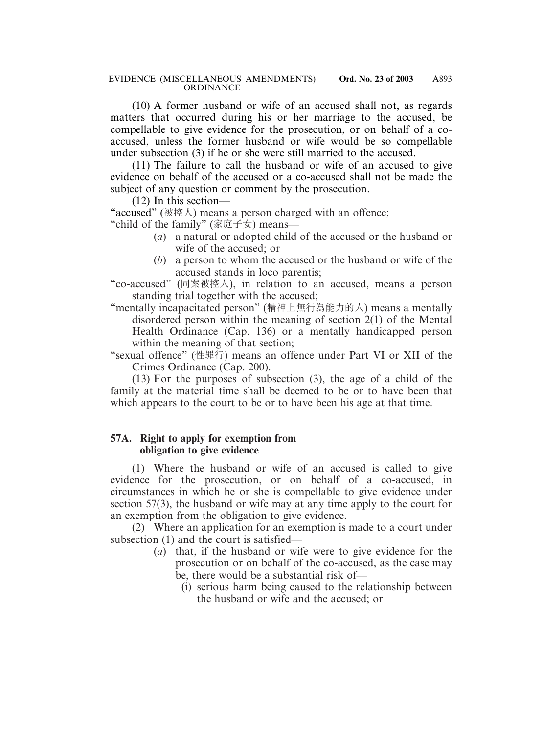(10) A former husband or wife of an accused shall not, as regards matters that occurred during his or her marriage to the accused, be compellable to give evidence for the prosecution, or on behalf of a co-accused, unless the former husband or wife would be so compellable under subsection (3) if he or she were still married to the accused.

(11) The failure to call the husband or wife of an accused to give evidence on behalf of the accused or a co-accused shall not be made the subject of any question or comment by the prosecution.

(12) In this section—

"accused" (被控人) means a person charged with an offence;

"child of the family" (家庭子女) means—

- (*a*) a natural or adopted child of the accused or the husband or wife of the accused; or
- (*b*) a person to whom the accused or the husband or wife of the accused stands in loco parentis;

"co-accused" (同案被控人), in relation to an accused, means a person standing trial together with the accused;

"mentally incapacitated person" (精神上無行為能力的人) means a mentally disordered person within the meaning of section 2(1) of the Mental Health Ordinance (Cap. 136) or a mentally handicapped person within the meaning of that section;

"sexual offence" (性罪行) means an offence under Part VI or XII of the Crimes Ordinance (Cap. 200).

(13) For the purposes of subsection (3), the age of a child of the family at the material time shall be deemed to be or to have been that which appears to the court to be or to have been his age at that time.

**57A. Right to apply for exemption from obligation to give evidence**

(1) Where the husband or wife of an accused is called to give evidence for the prosecution, or on behalf of a co-accused, in circumstances in which he or she is compellable to give evidence under section 57(3), the husband or wife may at any time apply to the court for an exemption from the obligation to give evidence.

(2) Where an application for an exemption is made to a court under subsection (1) and the court is satisfied—

- (*a*) that, if the husband or wife were to give evidence for the prosecution or on behalf of the co-accused, as the case may be, there would be a substantial risk of—
  - (i) serious harm being caused to the relationship between the husband or wife and the accused; or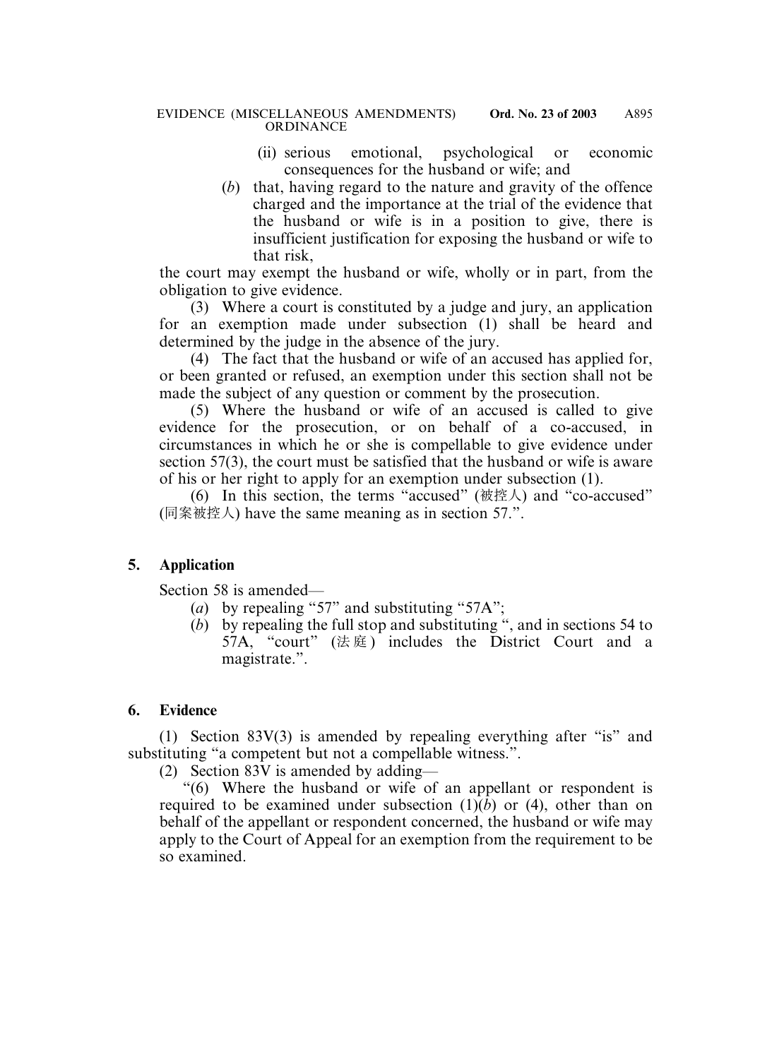(ii) serious emotional, psychological or economic consequences for the husband or wife; and

(*b*) that, having regard to the nature and gravity of the offence charged and the importance at the trial of the evidence that the husband or wife is in a position to give, there is insufficient justification for exposing the husband or wife to that risk,

the court may exempt the husband or wife, wholly or in part, from the obligation to give evidence.

(3) Where a court is constituted by a judge and jury, an application for an exemption made under subsection (1) shall be heard and determined by the judge in the absence of the jury.

(4) The fact that the husband or wife of an accused has applied for, or been granted or refused, an exemption under this section shall not be made the subject of any question or comment by the prosecution.

(5) Where the husband or wife of an accused is called to give evidence for the prosecution, or on behalf of a co-accused, in circumstances in which he or she is compellable to give evidence under section 57(3), the court must be satisfied that the husband or wife is aware of his or her right to apply for an exemption under subsection (1).

(6) In this section, the terms "accused" (被控人) and "co-accused" (同案被控人) have the same meaning as in section 57.".

**5. Application**

Section 58 is amended—

(*a*) by repealing "57" and substituting "57A";

(*b*) by repealing the full stop and substituting ", and in sections 54 to 57A, "court" (法庭) includes the District Court and a magistrate.".

**6. Evidence**

(1) Section 83V(3) is amended by repealing everything after "is" and substituting "a competent but not a compellable witness.".

(2) Section 83V is amended by adding—

"(6) Where the husband or wife of an appellant or respondent is required to be examined under subsection (1)(*b*) or (4), other than on behalf of the appellant or respondent concerned, the husband or wife may apply to the Court of Appeal for an exemption from the requirement to be so examined.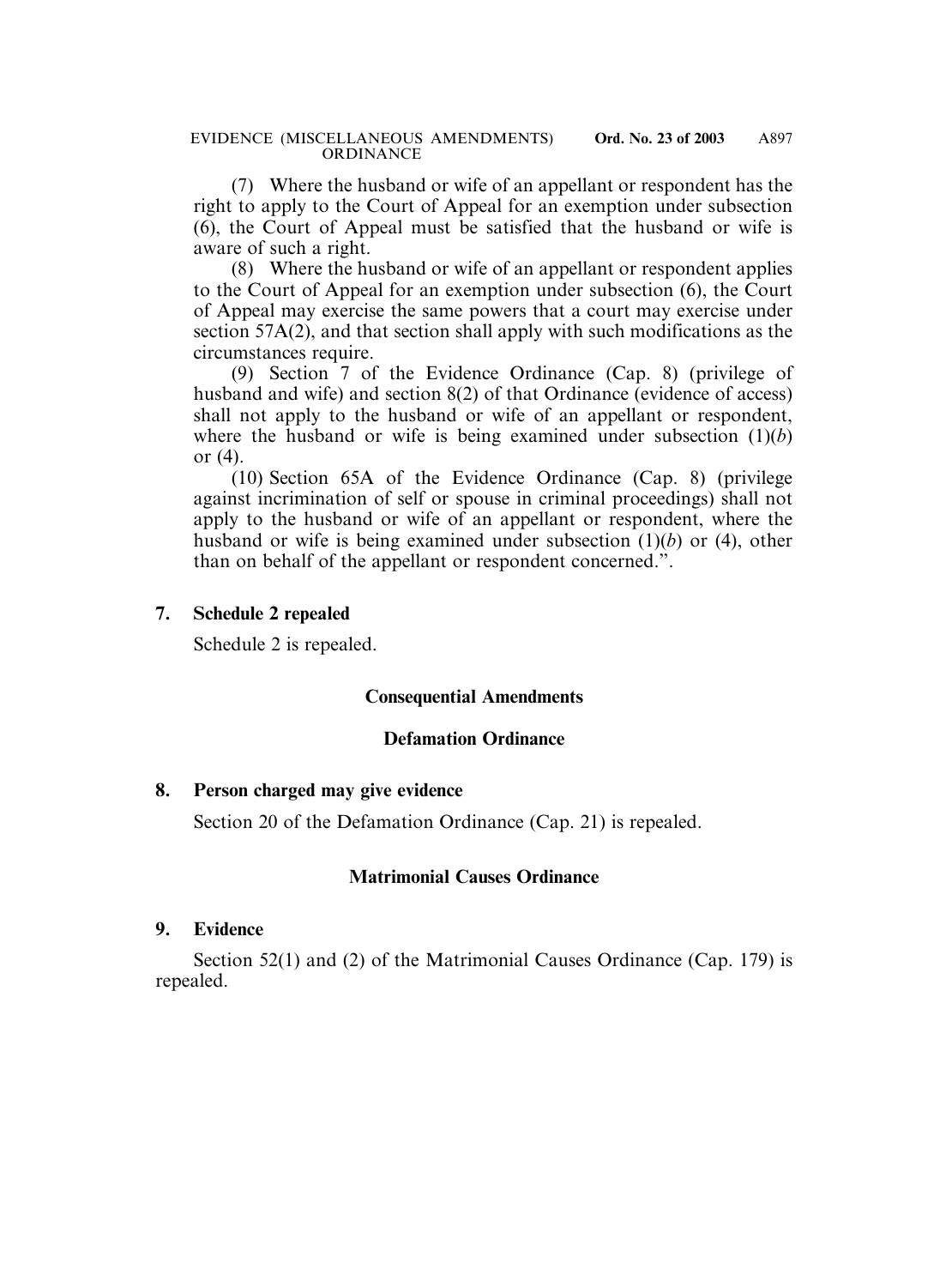(7) Where the husband or wife of an appellant or respondent has the right to apply to the Court of Appeal for an exemption under subsection (6), the Court of Appeal must be satisfied that the husband or wife is aware of such a right.

(8) Where the husband or wife of an appellant or respondent applies to the Court of Appeal for an exemption under subsection (6), the Court of Appeal may exercise the same powers that a court may exercise under section 57A(2), and that section shall apply with such modifications as the circumstances require.

(9) Section 7 of the Evidence Ordinance (Cap. 8) (privilege of husband and wife) and section 8(2) of that Ordinance (evidence of access) shall not apply to the husband or wife of an appellant or respondent, where the husband or wife is being examined under subsection (1)(*b*) or (4).

(10) Section 65A of the Evidence Ordinance (Cap. 8) (privilege against incrimination of self or spouse in criminal proceedings) shall not apply to the husband or wife of an appellant or respondent, where the husband or wife is being examined under subsection (1)(*b*) or (4), other than on behalf of the appellant or respondent concerned.".

**7. Schedule 2 repealed**

Schedule 2 is repealed.

## Consequential Amendments

### Defamation Ordinance

**8. Person charged may give evidence**

Section 20 of the Defamation Ordinance (Cap. 21) is repealed.

### Matrimonial Causes Ordinance

**9. Evidence**

Section 52(1) and (2) of the Matrimonial Causes Ordinance (Cap. 179) is repealed.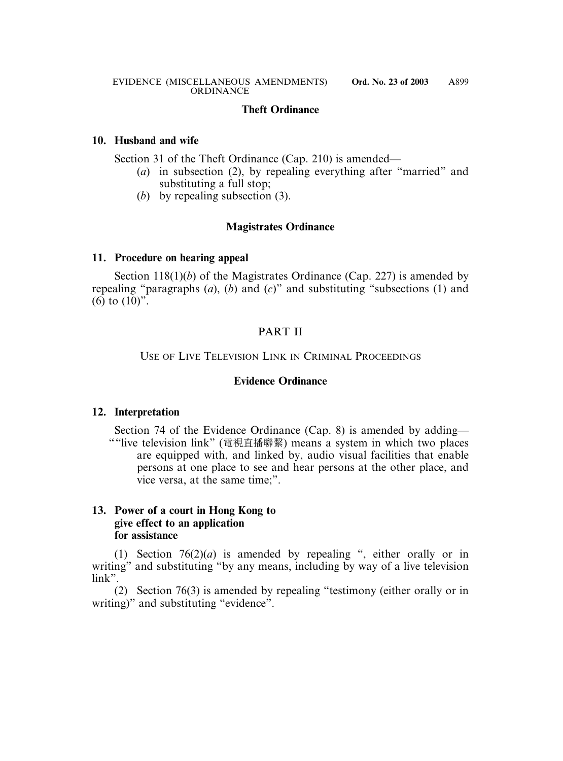### Theft Ordinance

**10. Husband and wife**

Section 31 of the Theft Ordinance (Cap. 210) is amended—

(*a*) in subsection (2), by repealing everything after "married" and substituting a full stop;

(*b*) by repealing subsection (3).

### Magistrates Ordinance

**11. Procedure on hearing appeal**

Section 118(1)(*b*) of the Magistrates Ordinance (Cap. 227) is amended by repealing "paragraphs (*a*), (*b*) and (*c*)" and substituting "subsections (1) and (6) to (10)".

## PART II

## USE OF LIVE TELEVISION LINK IN CRIMINAL PROCEEDINGS

### Evidence Ordinance

**12. Interpretation**

Section 74 of the Evidence Ordinance (Cap. 8) is amended by adding—

""live television link" (電視直播聯繫) means a system in which two places are equipped with, and linked by, audio visual facilities that enable persons at one place to see and hear persons at the other place, and vice versa, at the same time;".

**13. Power of a court in Hong Kong to give effect to an application for assistance**

(1) Section 76(2)(*a*) is amended by repealing ", either orally or in writing" and substituting "by any means, including by way of a live television link".

(2) Section 76(3) is amended by repealing "testimony (either orally or in writing)" and substituting "evidence".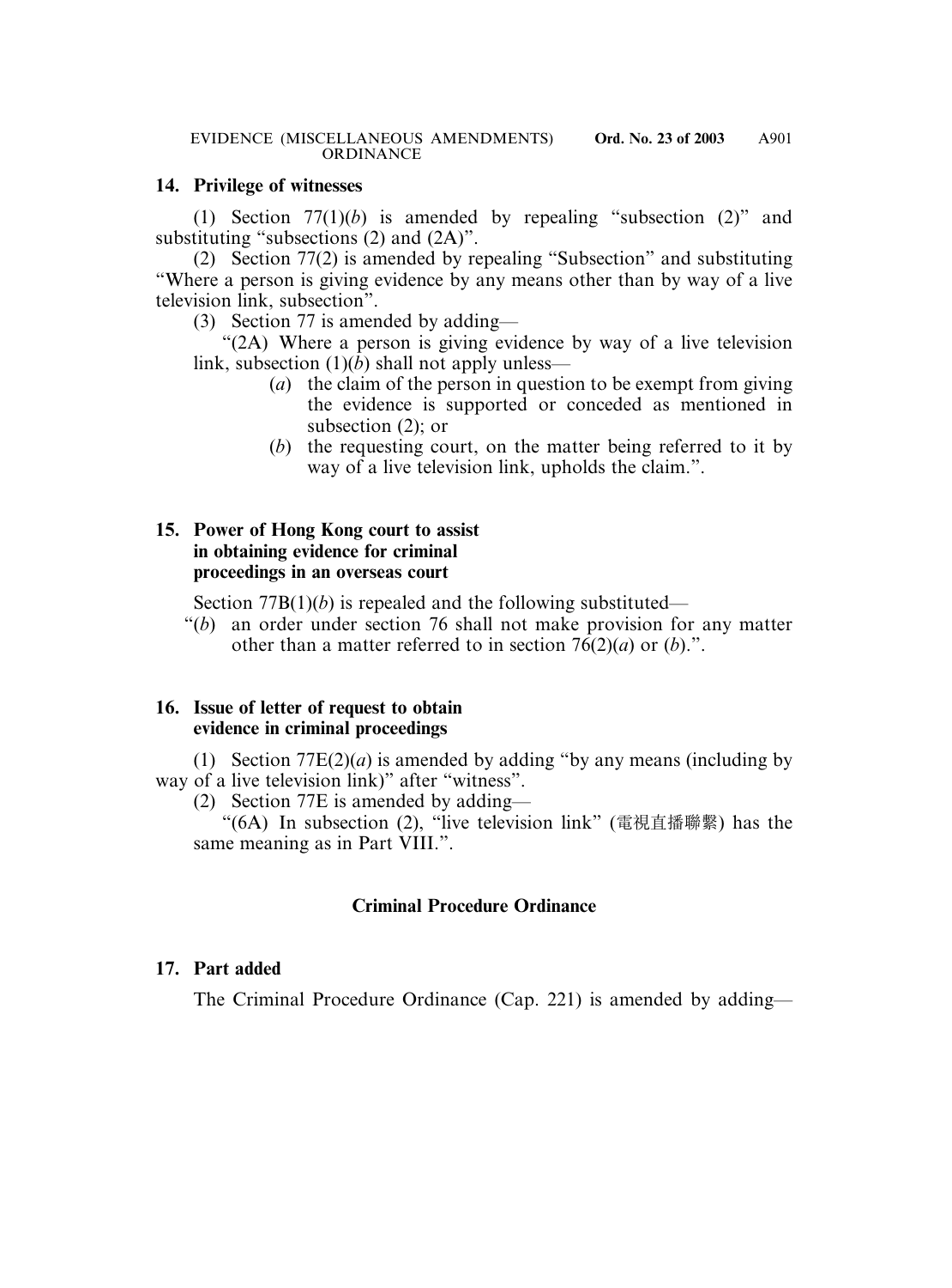## 14. Privilege of witnesses

(1) Section 77(1)(*b*) is amended by repealing "subsection (2)" and substituting "subsections (2) and (2A)".

(2) Section 77(2) is amended by repealing "Subsection" and substituting "Where a person is giving evidence by any means other than by way of a live television link, subsection".

(3) Section 77 is amended by adding—

"(2A) Where a person is giving evidence by way of a live television link, subsection (1)(*b*) shall not apply unless—

- (*a*) the claim of the person in question to be exempt from giving the evidence is supported or conceded as mentioned in subsection (2); or
- (*b*) the requesting court, on the matter being referred to it by way of a live television link, upholds the claim.".

## 15. Power of Hong Kong court to assist in obtaining evidence for criminal proceedings in an overseas court

Section 77B(1)(*b*) is repealed and the following substituted—

"(*b*) an order under section 76 shall not make provision for any matter other than a matter referred to in section 76(2)(*a*) or (*b*).".

## 16. Issue of letter of request to obtain evidence in criminal proceedings

(1) Section 77E(2)(*a*) is amended by adding "by any means (including by way of a live television link)" after "witness".

(2) Section 77E is amended by adding—

"(6A) In subsection (2), "live television link" (電視直播聯繫) has the same meaning as in Part VIII.".

### Criminal Procedure Ordinance

## 17. Part added

The Criminal Procedure Ordinance (Cap. 221) is amended by adding—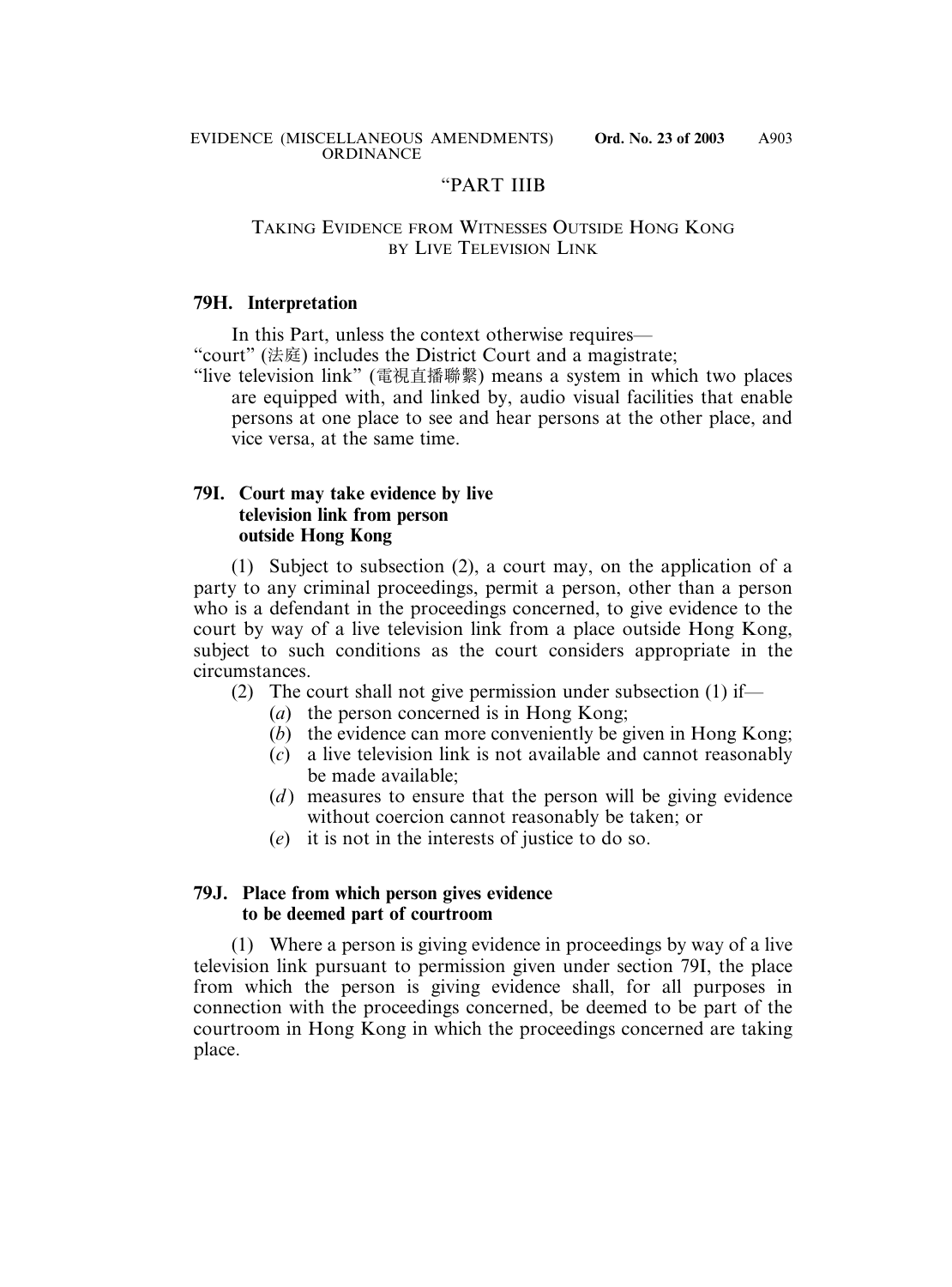"PART IIIB

## TAKING EVIDENCE FROM WITNESSES OUTSIDE HONG KONG BY LIVE TELEVISION LINK

### 79H. Interpretation

In this Part, unless the context otherwise requires—

"court" (法庭) includes the District Court and a magistrate;

"live television link" (電視直播聯繫) means a system in which two places are equipped with, and linked by, audio visual facilities that enable persons at one place to see and hear persons at the other place, and vice versa, at the same time.

### 79I. Court may take evidence by live television link from person outside Hong Kong

(1) Subject to subsection (2), a court may, on the application of a party to any criminal proceedings, permit a person, other than a person who is a defendant in the proceedings concerned, to give evidence to the court by way of a live television link from a place outside Hong Kong, subject to such conditions as the court considers appropriate in the circumstances.

(2) The court shall not give permission under subsection (1) if—

(*a*) the person concerned is in Hong Kong;

(*b*) the evidence can more conveniently be given in Hong Kong;

(*c*) a live television link is not available and cannot reasonably be made available;

(*d*) measures to ensure that the person will be giving evidence without coercion cannot reasonably be taken; or

(*e*) it is not in the interests of justice to do so.

### 79J. Place from which person gives evidence to be deemed part of courtroom

(1) Where a person is giving evidence in proceedings by way of a live television link pursuant to permission given under section 79I, the place from which the person is giving evidence shall, for all purposes in connection with the proceedings concerned, be deemed to be part of the courtroom in Hong Kong in which the proceedings concerned are taking place.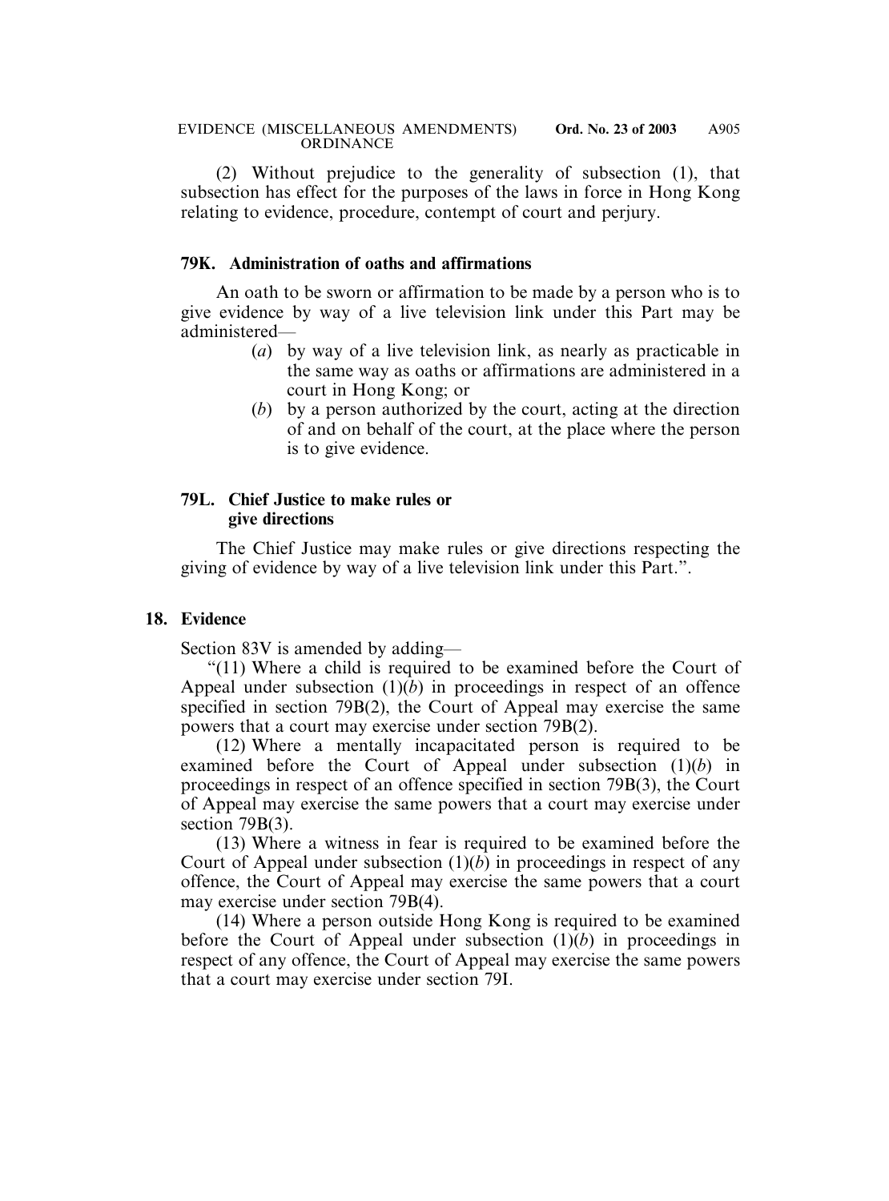(2) Without prejudice to the generality of subsection (1), that subsection has effect for the purposes of the laws in force in Hong Kong relating to evidence, procedure, contempt of court and perjury.

**79K. Administration of oaths and affirmations**

An oath to be sworn or affirmation to be made by a person who is to give evidence by way of a live television link under this Part may be administered—

(*a*) by way of a live television link, as nearly as practicable in the same way as oaths or affirmations are administered in a court in Hong Kong; or

(*b*) by a person authorized by the court, acting at the direction of and on behalf of the court, at the place where the person is to give evidence.

**79L. Chief Justice to make rules or give directions**

The Chief Justice may make rules or give directions respecting the giving of evidence by way of a live television link under this Part.".

**18. Evidence**

Section 83V is amended by adding—

"(11) Where a child is required to be examined before the Court of Appeal under subsection (1)(*b*) in proceedings in respect of an offence specified in section 79B(2), the Court of Appeal may exercise the same powers that a court may exercise under section 79B(2).

(12) Where a mentally incapacitated person is required to be examined before the Court of Appeal under subsection (1)(*b*) in proceedings in respect of an offence specified in section 79B(3), the Court of Appeal may exercise the same powers that a court may exercise under section 79B(3).

(13) Where a witness in fear is required to be examined before the Court of Appeal under subsection (1)(*b*) in proceedings in respect of any offence, the Court of Appeal may exercise the same powers that a court may exercise under section 79B(4).

(14) Where a person outside Hong Kong is required to be examined before the Court of Appeal under subsection (1)(*b*) in proceedings in respect of any offence, the Court of Appeal may exercise the same powers that a court may exercise under section 79I.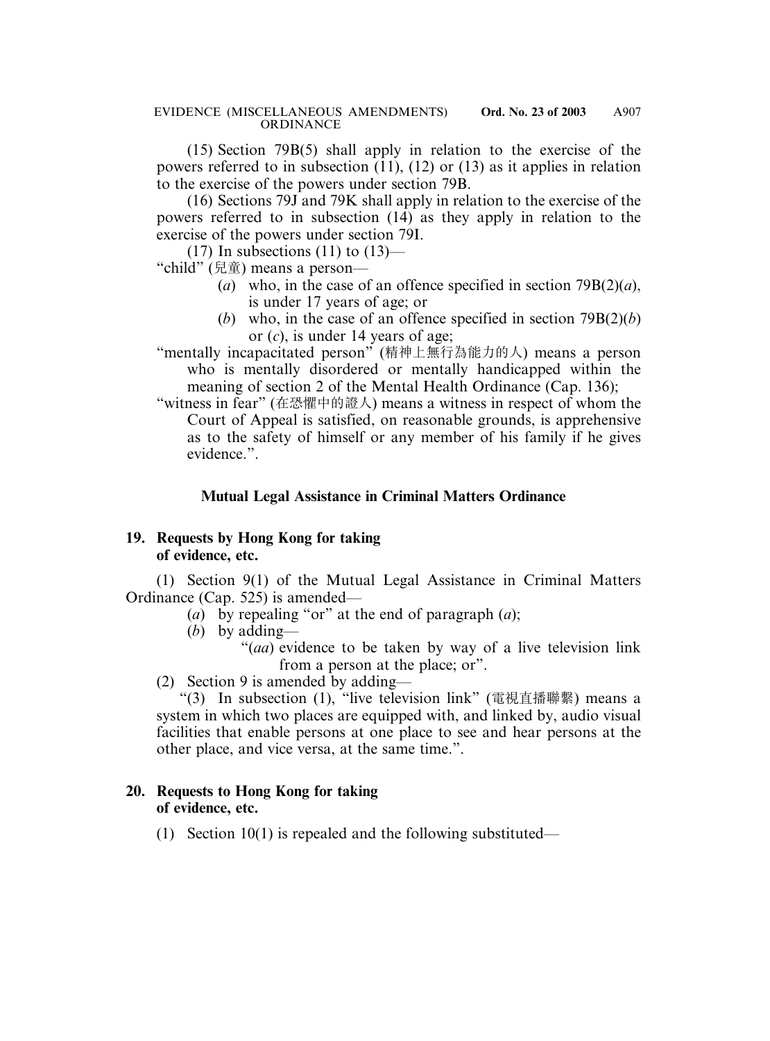(15) Section 79B(5) shall apply in relation to the exercise of the powers referred to in subsection (11), (12) or (13) as it applies in relation to the exercise of the powers under section 79B.

(16) Sections 79J and 79K shall apply in relation to the exercise of the powers referred to in subsection (14) as they apply in relation to the exercise of the powers under section 79I.

(17) In subsections (11) to (13)—

"child" (兒童) means a person—

(*a*) who, in the case of an offence specified in section 79B(2)(*a*), is under 17 years of age; or

(*b*) who, in the case of an offence specified in section 79B(2)(*b*) or (*c*), is under 14 years of age;

"mentally incapacitated person" (精神上無行為能力的人) means a person who is mentally disordered or mentally handicapped within the meaning of section 2 of the Mental Health Ordinance (Cap. 136);

"witness in fear" (在恐懼中的證人) means a witness in respect of whom the Court of Appeal is satisfied, on reasonable grounds, is apprehensive as to the safety of himself or any member of his family if he gives evidence.".

**Mutual Legal Assistance in Criminal Matters Ordinance**

**19. Requests by Hong Kong for taking of evidence, etc.**

(1) Section 9(1) of the Mutual Legal Assistance in Criminal Matters Ordinance (Cap. 525) is amended—

(*a*) by repealing "or" at the end of paragraph (*a*);

(*b*) by adding—

"(*aa*) evidence to be taken by way of a live television link from a person at the place; or".

(2) Section 9 is amended by adding—

"(3) In subsection (1), "live television link" (電視直播聯繫) means a system in which two places are equipped with, and linked by, audio visual facilities that enable persons at one place to see and hear persons at the other place, and vice versa, at the same time.".

**20. Requests to Hong Kong for taking of evidence, etc.**

(1) Section 10(1) is repealed and the following substituted—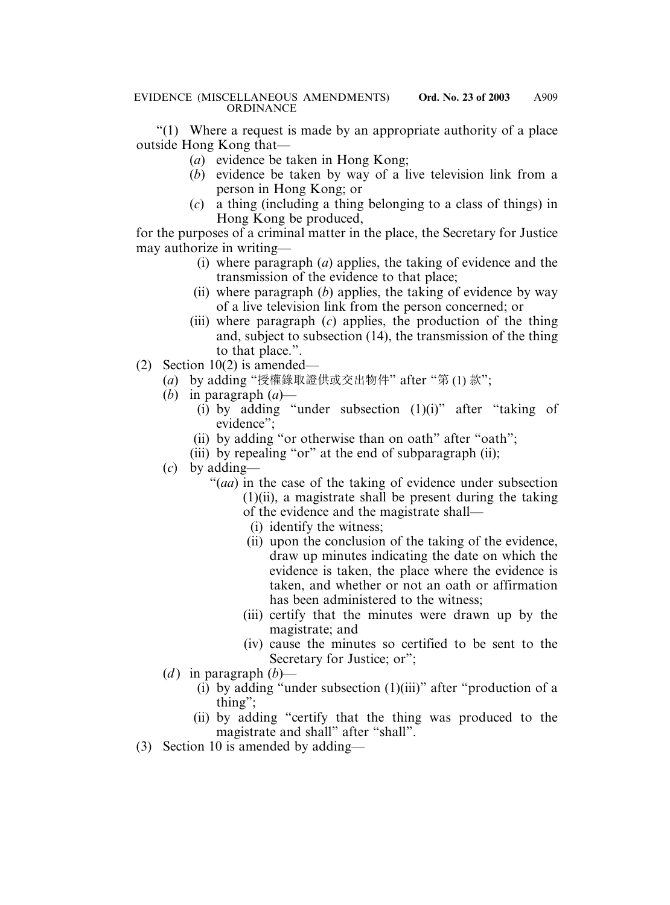"(1) Where a request is made by an appropriate authority of a place outside Hong Kong that—

(*a*) evidence be taken in Hong Kong;

(*b*) evidence be taken by way of a live television link from a person in Hong Kong; or

(*c*) a thing (including a thing belonging to a class of things) in Hong Kong be produced,

for the purposes of a criminal matter in the place, the Secretary for Justice may authorize in writing—

(i) where paragraph (*a*) applies, the taking of evidence and the transmission of the evidence to that place;

(ii) where paragraph (*b*) applies, the taking of evidence by way of a live television link from the person concerned; or

(iii) where paragraph (*c*) applies, the production of the thing and, subject to subsection (14), the transmission of the thing to that place.".

(2) Section 10(2) is amended—

(*a*) by adding "授權錄取證供或交出物件" after "第 (1) 款";

(*b*) in paragraph (*a*)—

(i) by adding "under subsection (1)(i)" after "taking of evidence";

(ii) by adding "or otherwise than on oath" after "oath";

(iii) by repealing "or" at the end of subparagraph (ii);

(*c*) by adding—

"(*aa*) in the case of the taking of evidence under subsection (1)(ii), a magistrate shall be present during the taking of the evidence and the magistrate shall—

(i) identify the witness;

(ii) upon the conclusion of the taking of the evidence, draw up minutes indicating the date on which the evidence is taken, the place where the evidence is taken, and whether or not an oath or affirmation has been administered to the witness;

(iii) certify that the minutes were drawn up by the magistrate; and

(iv) cause the minutes so certified to be sent to the Secretary for Justice; or";

(*d*) in paragraph (*b*)—

(i) by adding "under subsection (1)(iii)" after "production of a thing";

(ii) by adding "certify that the thing was produced to the magistrate and shall" after "shall".

(3) Section 10 is amended by adding—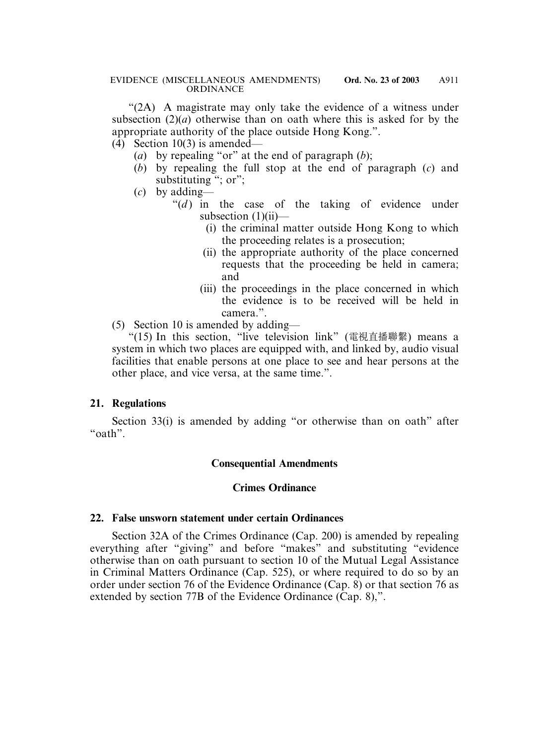"(2A) A magistrate may only take the evidence of a witness under subsection (2)(*a*) otherwise than on oath where this is asked for by the appropriate authority of the place outside Hong Kong.".

(4) Section 10(3) is amended—

(*a*) by repealing "or" at the end of paragraph (*b*);

(*b*) by repealing the full stop at the end of paragraph (*c*) and substituting "; or";

(*c*) by adding—

"(*d*) in the case of the taking of evidence under subsection (1)(ii)—

(i) the criminal matter outside Hong Kong to which the proceeding relates is a prosecution;

(ii) the appropriate authority of the place concerned requests that the proceeding be held in camera; and

(iii) the proceedings in the place concerned in which the evidence is to be received will be held in camera.".

(5) Section 10 is amended by adding—

"(15) In this section, "live television link" (電視直播聯繫) means a system in which two places are equipped with, and linked by, audio visual facilities that enable persons at one place to see and hear persons at the other place, and vice versa, at the same time.".

**21. Regulations**

Section 33(i) is amended by adding "or otherwise than on oath" after "oath".

**Consequential Amendments**

**Crimes Ordinance**

**22. False unsworn statement under certain Ordinances**

Section 32A of the Crimes Ordinance (Cap. 200) is amended by repealing everything after "giving" and before "makes" and substituting "evidence otherwise than on oath pursuant to section 10 of the Mutual Legal Assistance in Criminal Matters Ordinance (Cap. 525), or where required to do so by an order under section 76 of the Evidence Ordinance (Cap. 8) or that section 76 as extended by section 77B of the Evidence Ordinance (Cap. 8),".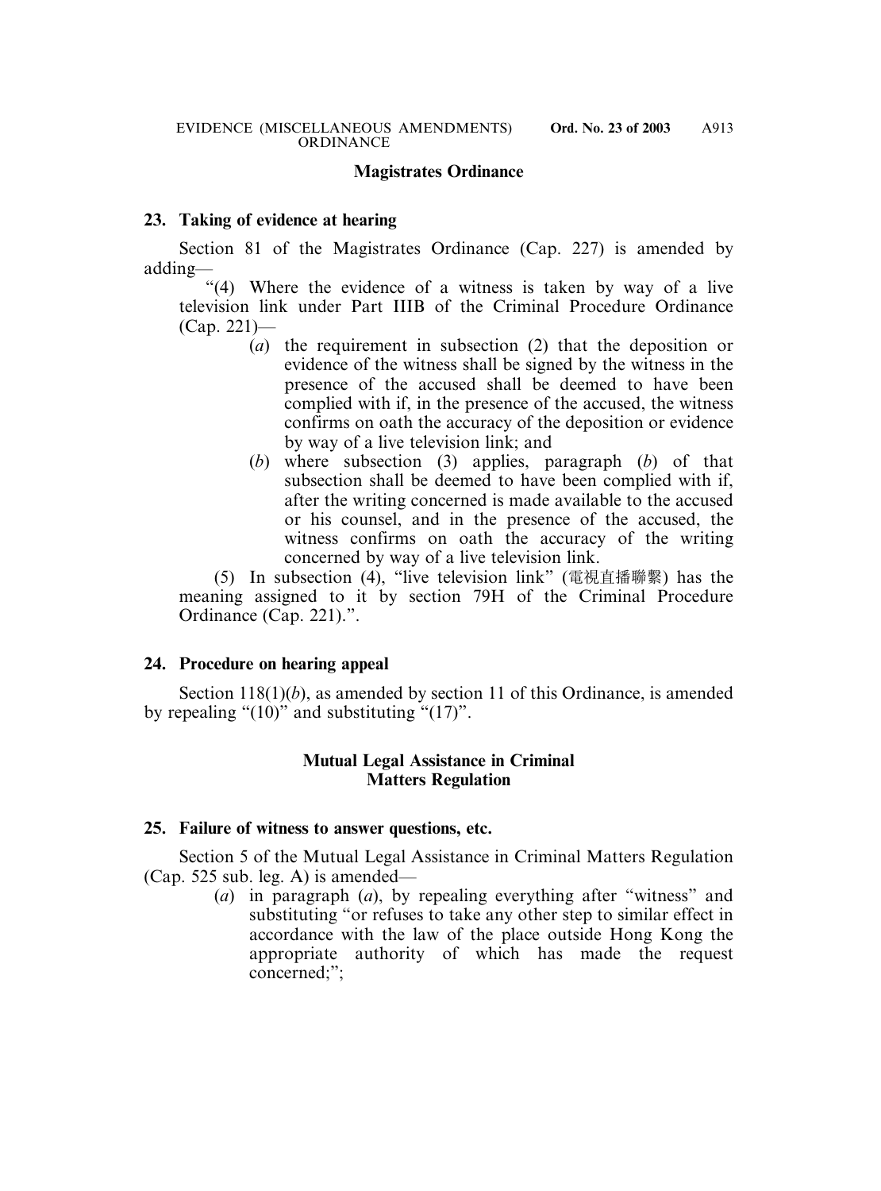## Magistrates Ordinance

### 23. Taking of evidence at hearing

Section 81 of the Magistrates Ordinance (Cap. 227) is amended by adding—

"(4) Where the evidence of a witness is taken by way of a live television link under Part IIIB of the Criminal Procedure Ordinance (Cap. 221)—

(*a*) the requirement in subsection (2) that the deposition or evidence of the witness shall be signed by the witness in the presence of the accused shall be deemed to have been complied with if, in the presence of the accused, the witness confirms on oath the accuracy of the deposition or evidence by way of a live television link; and

(*b*) where subsection (3) applies, paragraph (*b*) of that subsection shall be deemed to have been complied with if, after the writing concerned is made available to the accused or his counsel, and in the presence of the accused, the witness confirms on oath the accuracy of the writing concerned by way of a live television link.

(5) In subsection (4), "live television link" (電視直播聯繫) has the meaning assigned to it by section 79H of the Criminal Procedure Ordinance (Cap. 221).".

### 24. Procedure on hearing appeal

Section 118(1)(*b*), as amended by section 11 of this Ordinance, is amended by repealing "(10)" and substituting "(17)".

## Mutual Legal Assistance in Criminal Matters Regulation

### 25. Failure of witness to answer questions, etc.

Section 5 of the Mutual Legal Assistance in Criminal Matters Regulation (Cap. 525 sub. leg. A) is amended—

(*a*) in paragraph (*a*), by repealing everything after "witness" and substituting "or refuses to take any other step to similar effect in accordance with the law of the place outside Hong Kong the appropriate authority of which has made the request concerned;";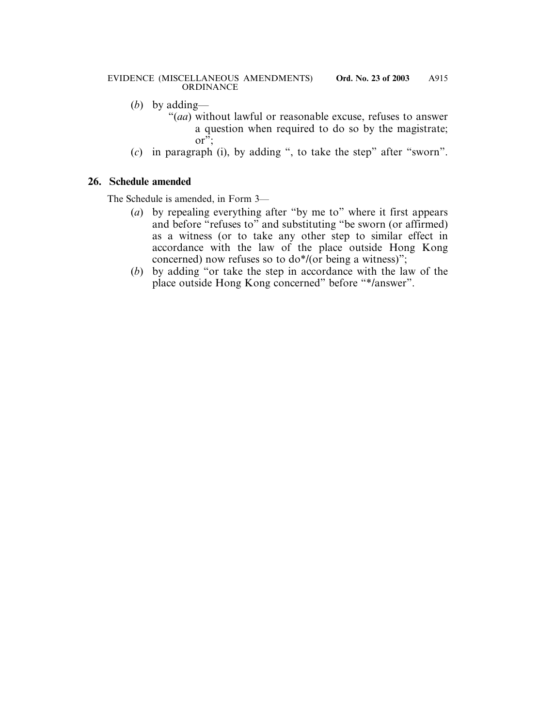(*b*) by adding—

"(*aa*) without lawful or reasonable excuse, refuses to answer a question when required to do so by the magistrate; or";

(*c*) in paragraph (i), by adding ", to take the step" after "sworn".

**26. Schedule amended**

The Schedule is amended, in Form 3—

(*a*) by repealing everything after "by me to" where it first appears and before "refuses to" and substituting "be sworn (or affirmed) as a witness (or to take any other step to similar effect in accordance with the law of the place outside Hong Kong concerned) now refuses so to do*/(or being a witness)";

(*b*) by adding "or take the step in accordance with the law of the place outside Hong Kong concerned" before "*/answer".